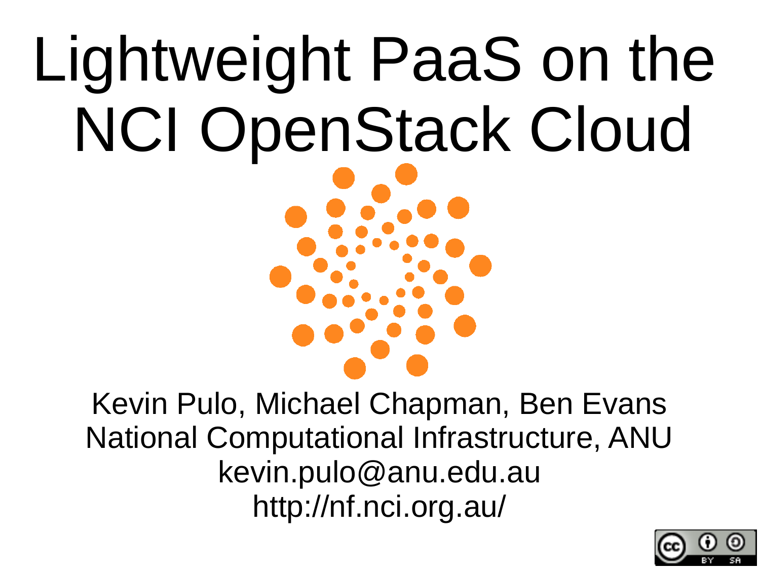# Lightweight PaaS on the NCI OpenStack Cloud

Kevin Pulo, Michael Chapman, Ben Evans
National Computational Infrastructure, ANU
kevin.pulo@anu.edu.au
http://nf.nci.org.au/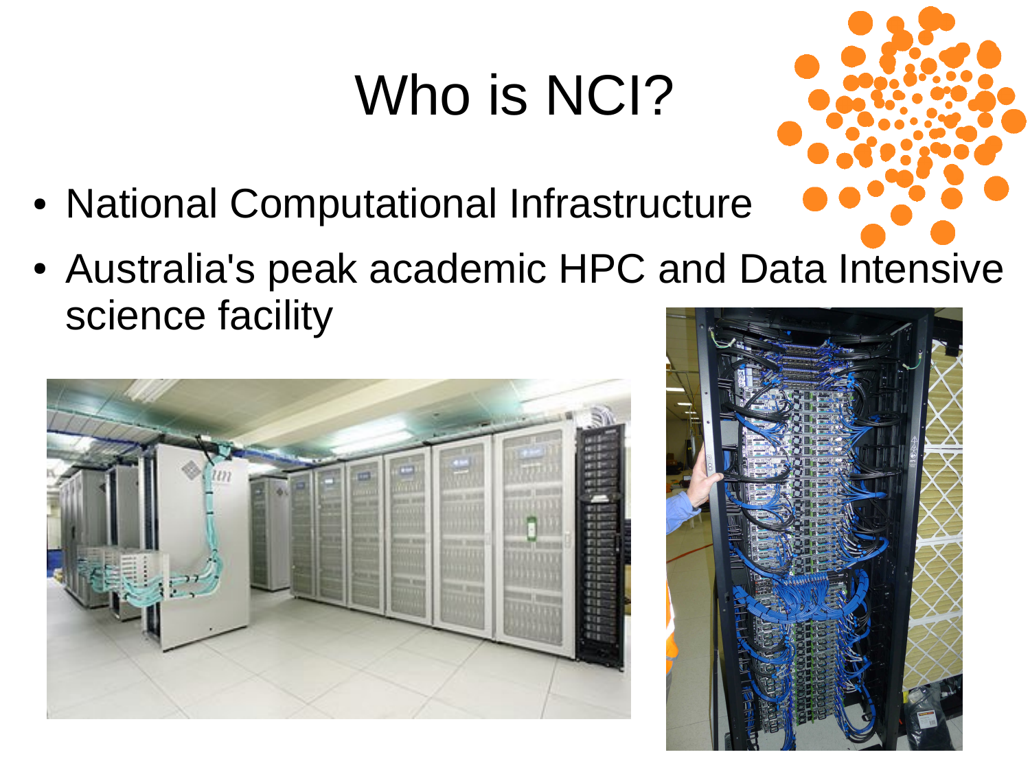# Who is NCI?

- National Computational Infrastructure
- Australia's peak academic HPC and Data Intensive science facility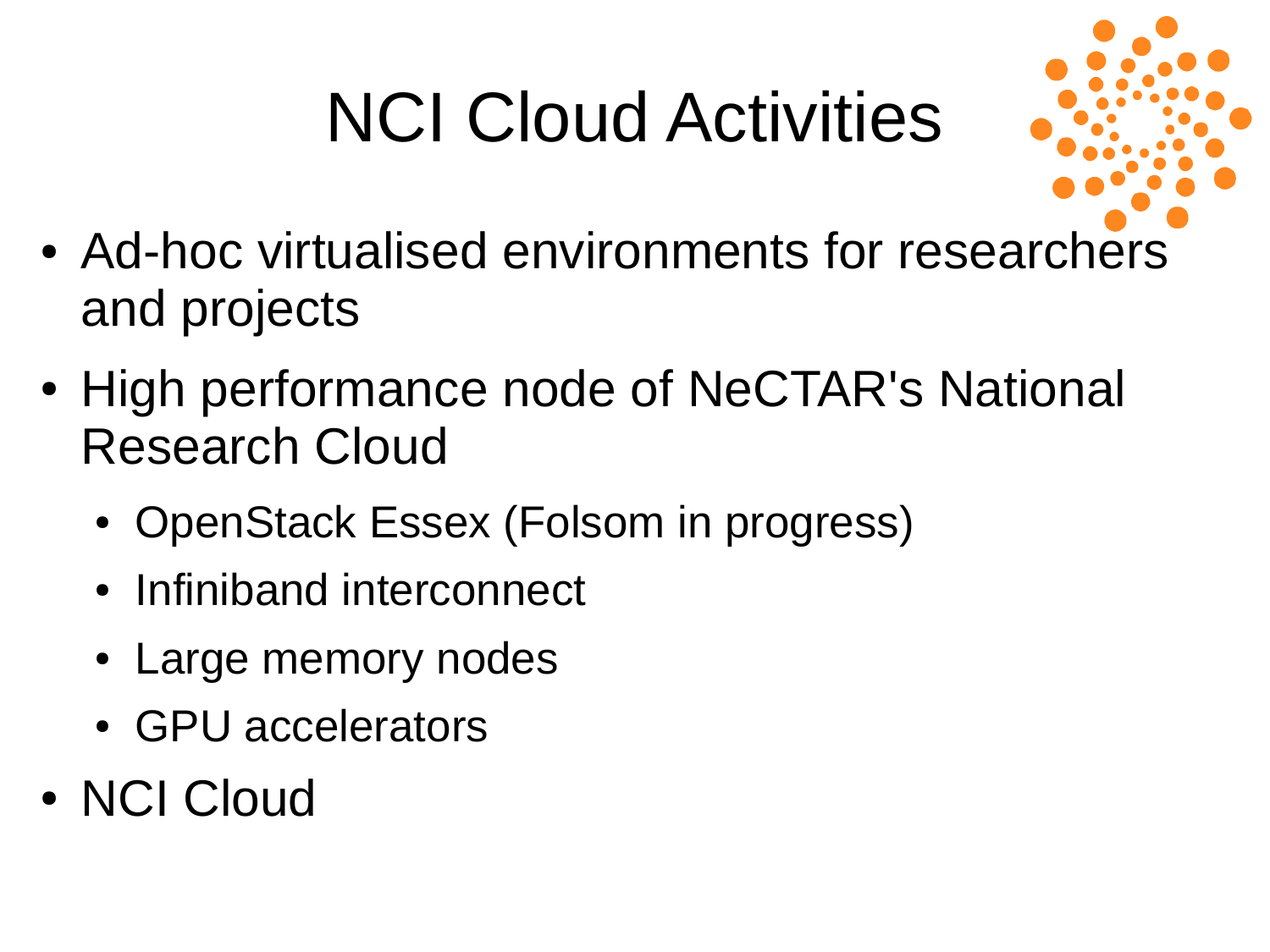# NCI Cloud Activities

- Ad-hoc virtualised environments for researchers and projects
- High performance node of NeCTAR's National Research Cloud
  - OpenStack Essex (Folsom in progress)
  - Infiniband interconnect
  - Large memory nodes
  - GPU accelerators
- NCI Cloud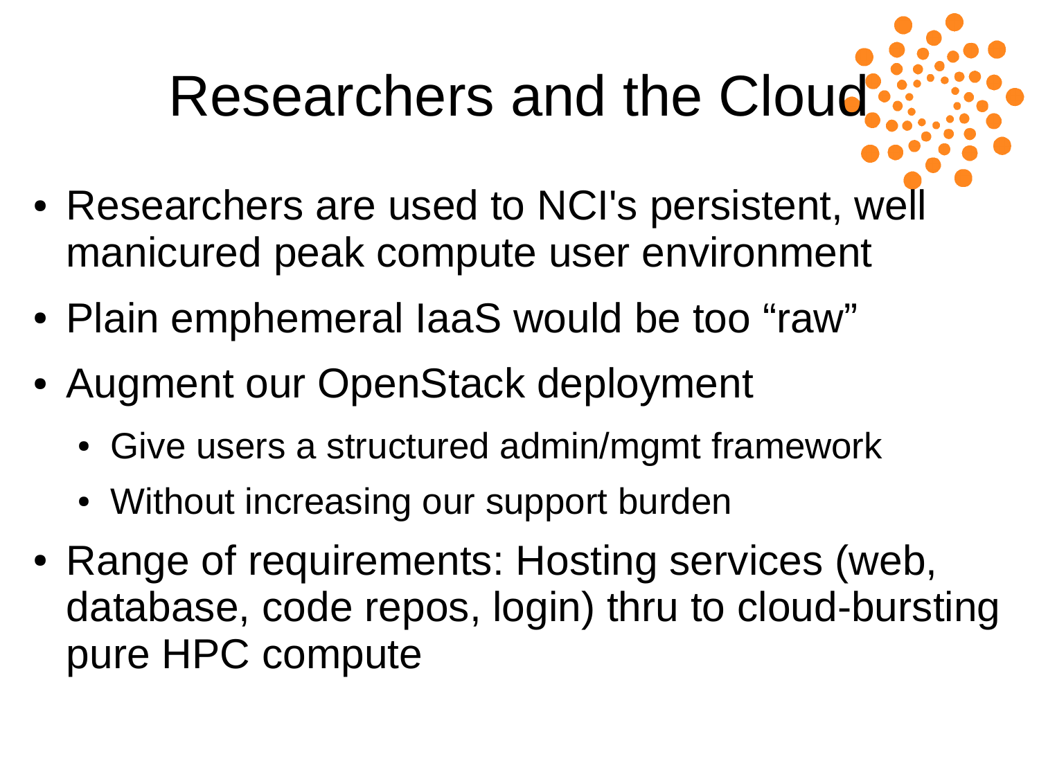# Researchers and the Cloud

- Researchers are used to NCI's persistent, well manicured peak compute user environment
- Plain emphemeral IaaS would be too “raw”
- Augment our OpenStack deployment
  - Give users a structured admin/mgmt framework
  - Without increasing our support burden
- Range of requirements: Hosting services (web, database, code repos, login) thru to cloud-bursting pure HPC compute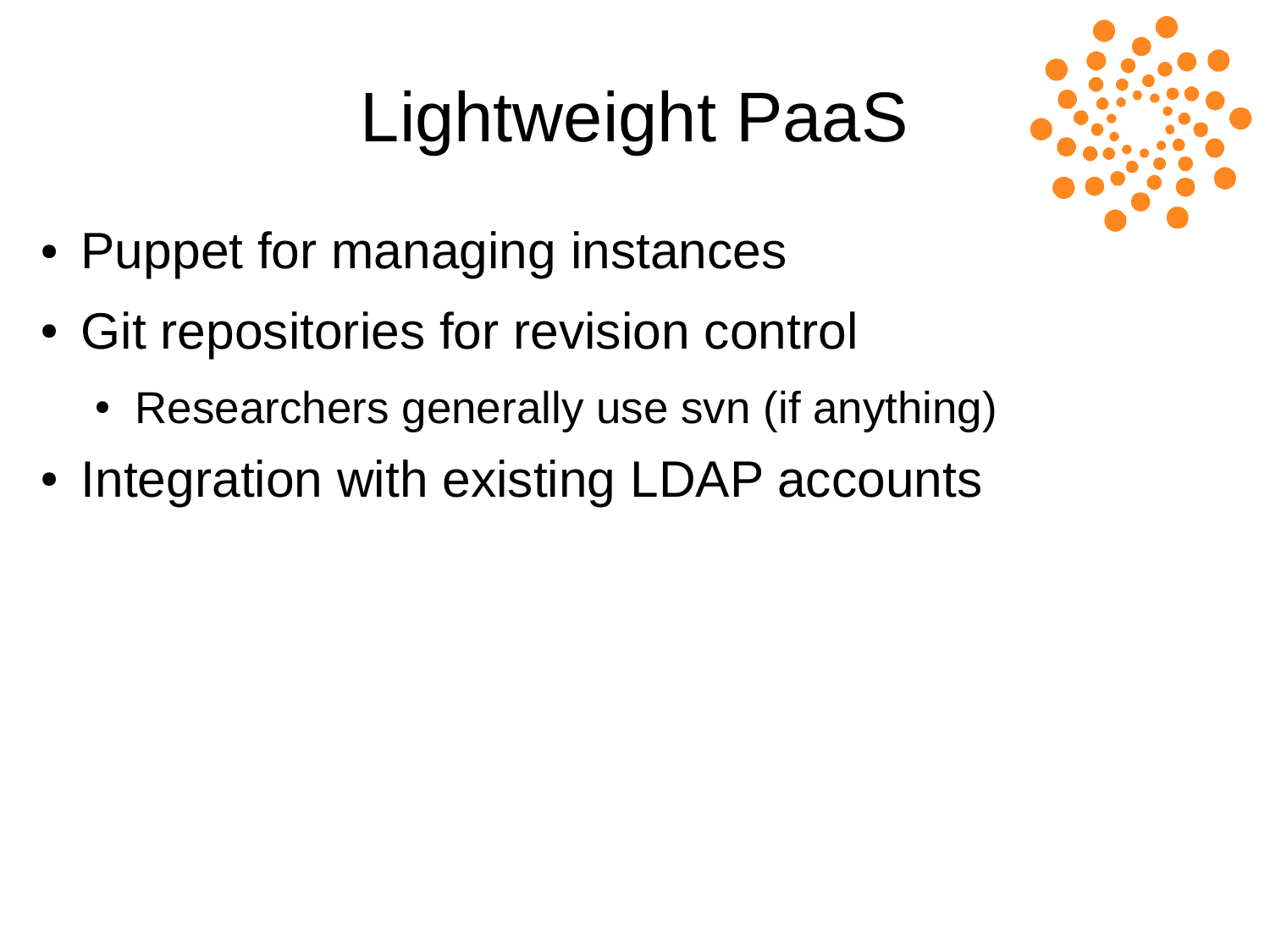# Lightweight PaaS

- Puppet for managing instances
- Git repositories for revision control
  - Researchers generally use svn (if anything)
- Integration with existing LDAP accounts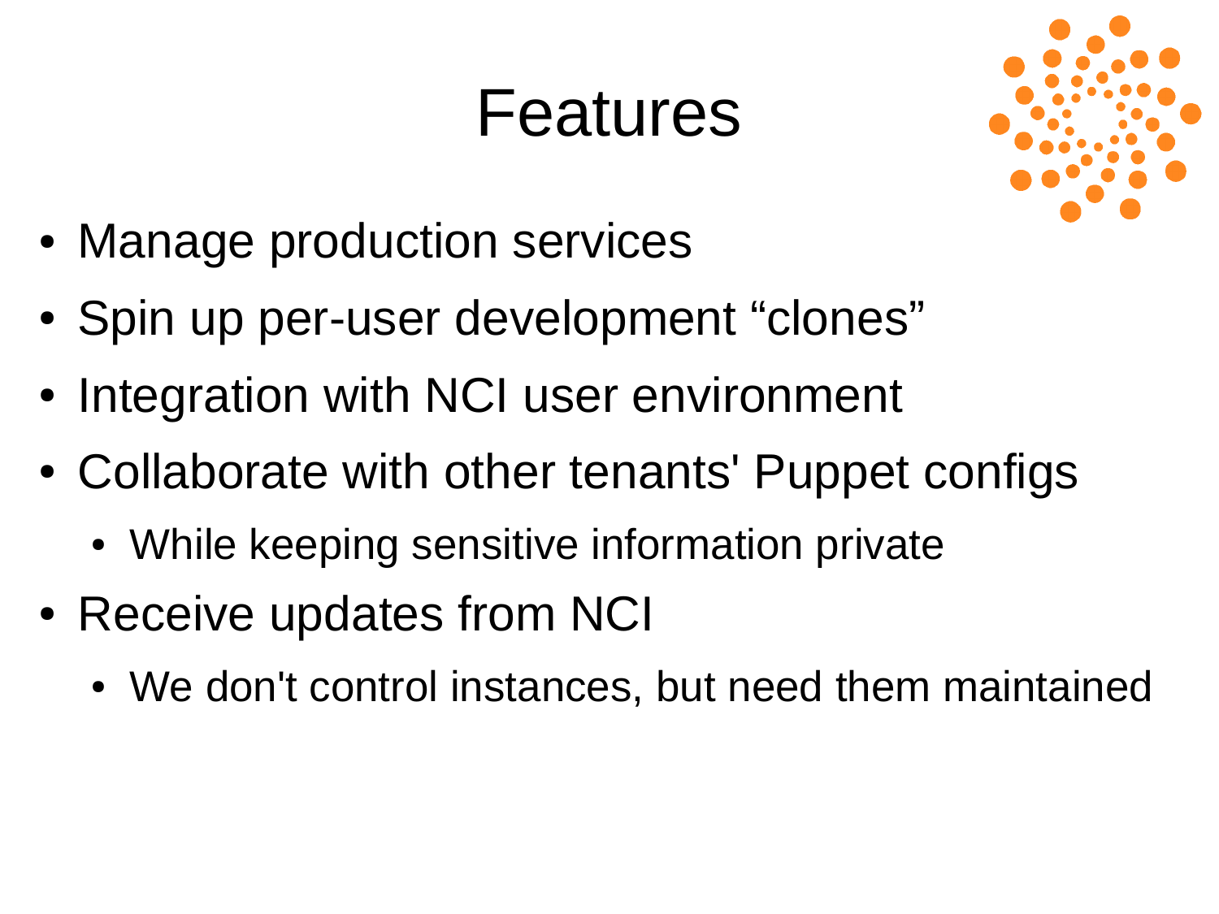# Features

- Manage production services
- Spin up per-user development “clones”
- Integration with NCI user environment
- Collaborate with other tenants' Puppet configs
  - While keeping sensitive information private
- Receive updates from NCI
  - We don't control instances, but need them maintained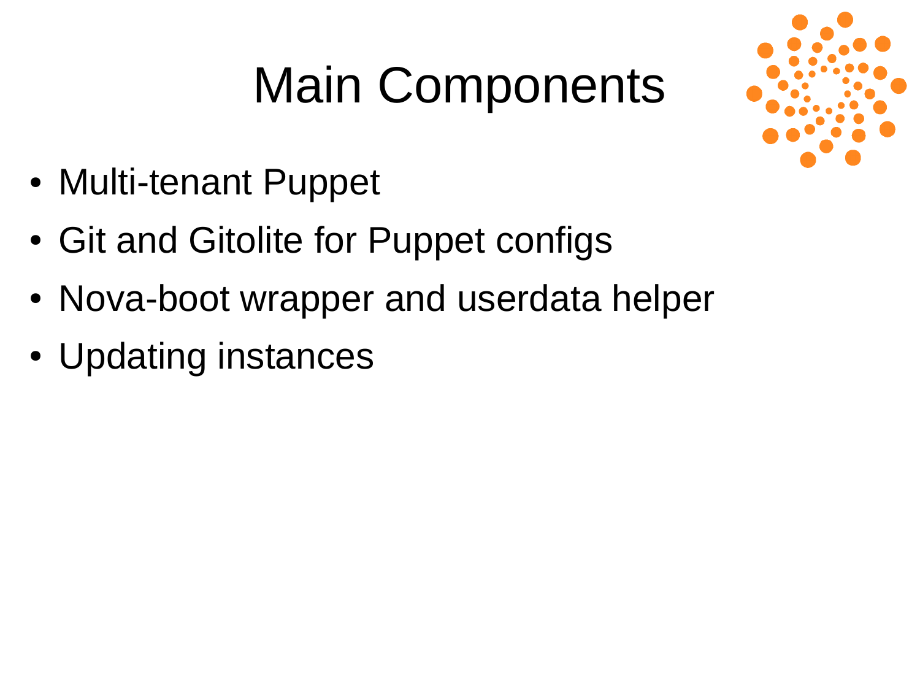# Main Components

- Multi-tenant Puppet
- Git and Gitolite for Puppet configs
- Nova-boot wrapper and userdata helper
- Updating instances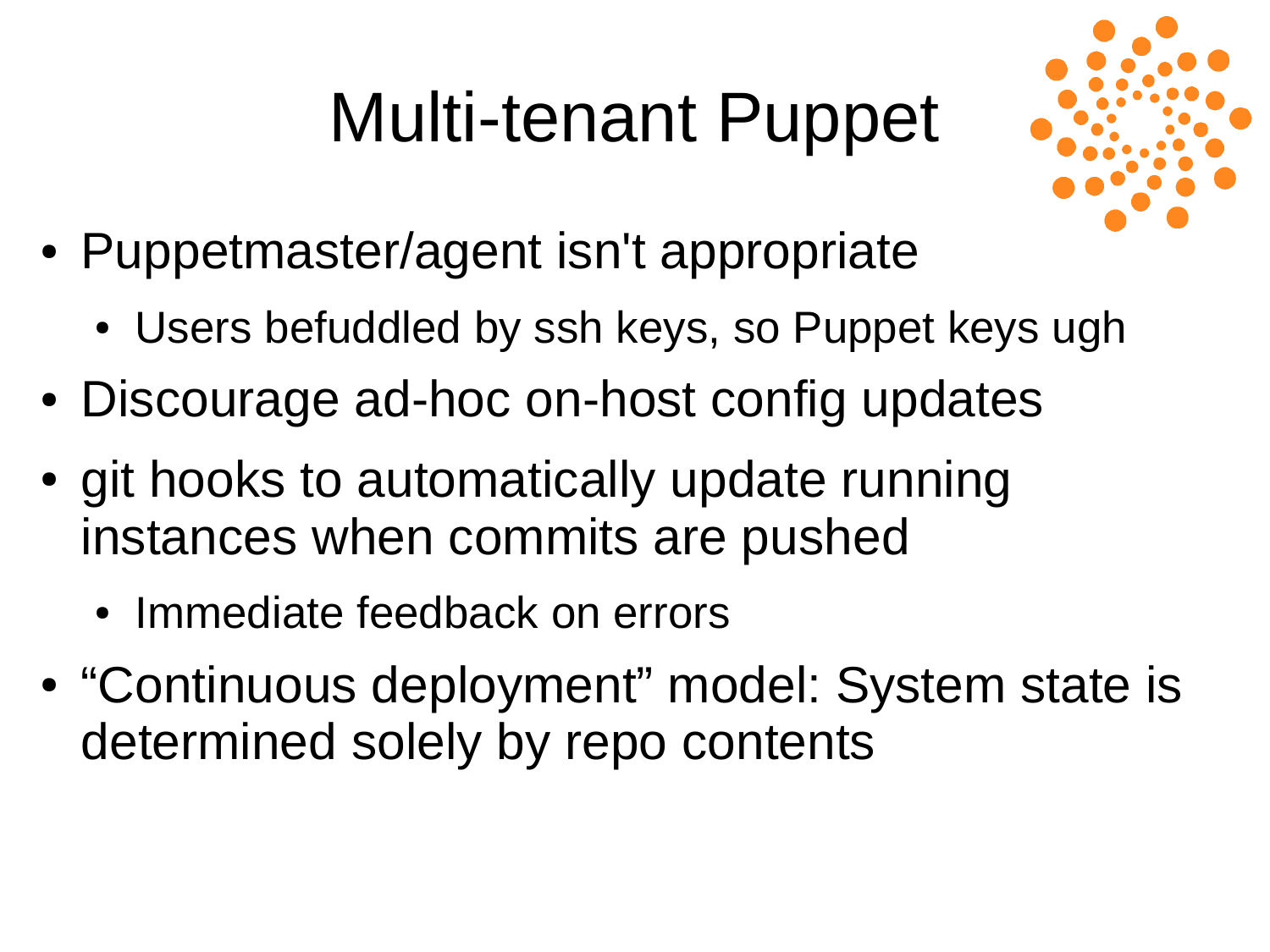# Multi-tenant Puppet

- Puppetmaster/agent isn't appropriate
  - Users befuddled by ssh keys, so Puppet keys ugh
- Discourage ad-hoc on-host config updates
- git hooks to automatically update running instances when commits are pushed
  - Immediate feedback on errors
- “Continuous deployment” model: System state is determined solely by repo contents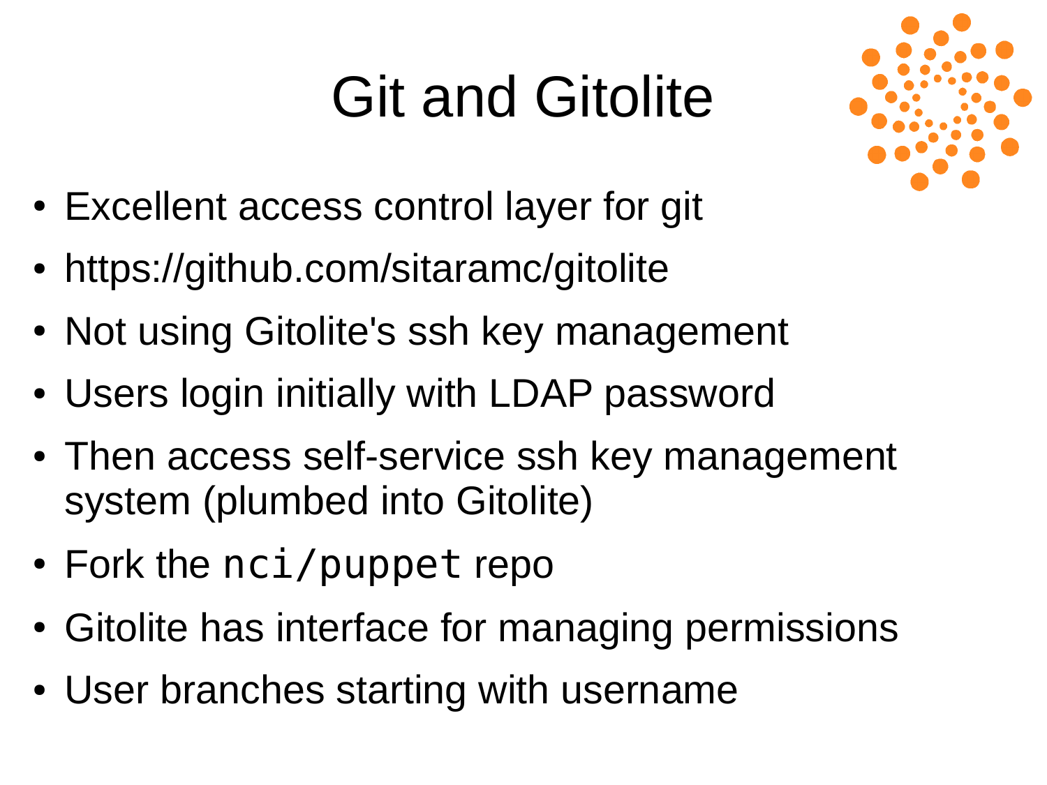# Git and Gitolite

- Excellent access control layer for git
- https://github.com/sitaramc/gitolite
- Not using Gitolite's ssh key management
- Users login initially with LDAP password
- Then access self-service ssh key management system (plumbed into Gitolite)
- Fork the `nci/puppet` repo
- Gitolite has interface for managing permissions
- User branches starting with username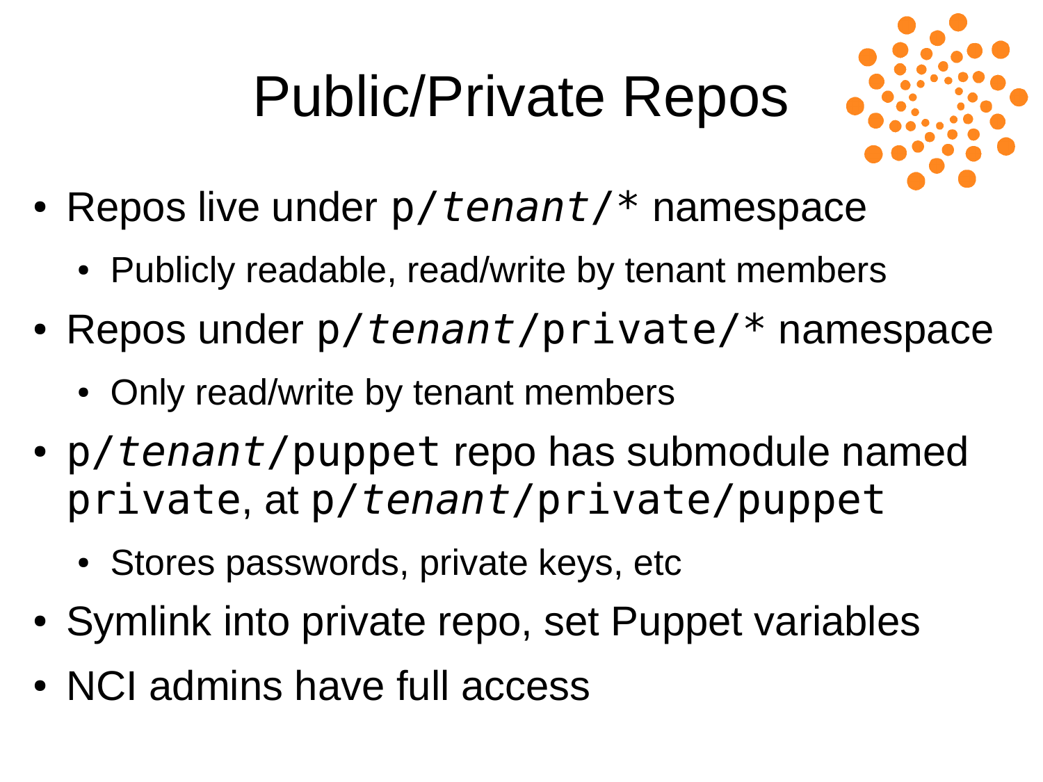# Public/Private Repos

- Repos live under `p/`*`tenant`*`/*` namespace
  - Publicly readable, read/write by tenant members
- Repos under `p/`*`tenant`*`/private/*` namespace
  - Only read/write by tenant members
- `p/`*`tenant`*`/puppet` repo has submodule named `private`, at `p/`*`tenant`*`/private/puppet`
  - Stores passwords, private keys, etc
- Symlink into private repo, set Puppet variables
- NCI admins have full access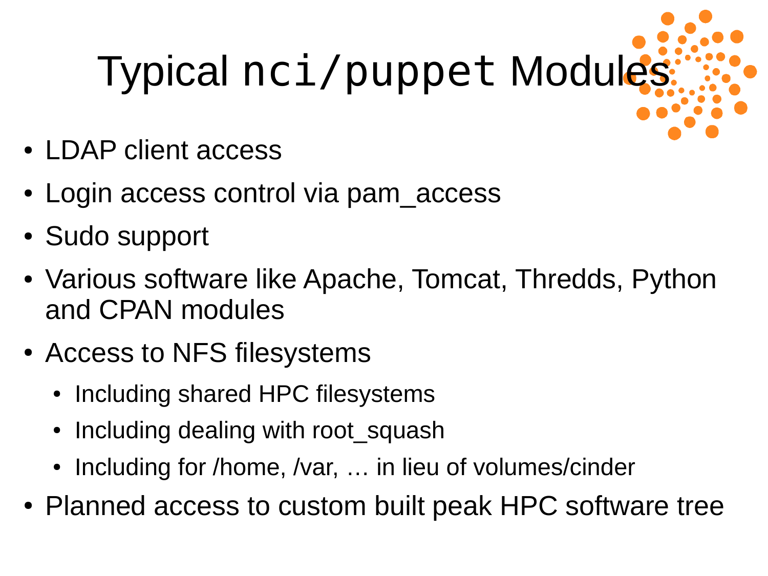# Typical `nci/puppet` Modules

- LDAP client access
- Login access control via pam_access
- Sudo support
- Various software like Apache, Tomcat, Thredds, Python and CPAN modules
- Access to NFS filesystems
  - Including shared HPC filesystems
  - Including dealing with root_squash
  - Including for /home, /var, … in lieu of volumes/cinder
- Planned access to custom built peak HPC software tree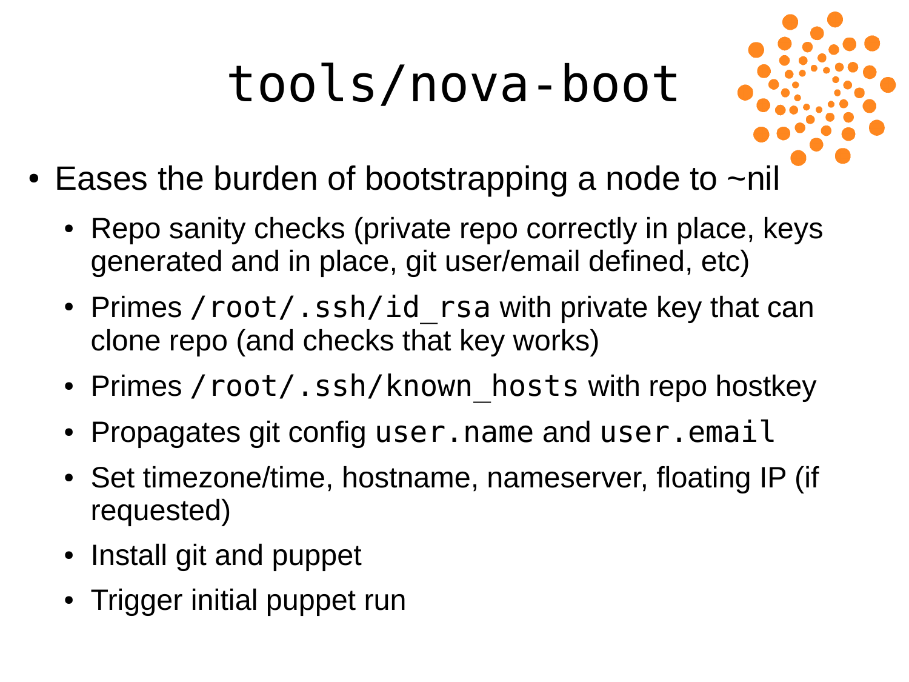# tools/nova-boot

- Eases the burden of bootstrapping a node to ~nil
  - Repo sanity checks (private repo correctly in place, keys generated and in place, git user/email defined, etc)
  - Primes `/root/.ssh/id_rsa` with private key that can clone repo (and checks that key works)
  - Primes `/root/.ssh/known_hosts` with repo hostkey
  - Propagates git config `user.name` and `user.email`
  - Set timezone/time, hostname, nameserver, floating IP (if requested)
  - Install git and puppet
  - Trigger initial puppet run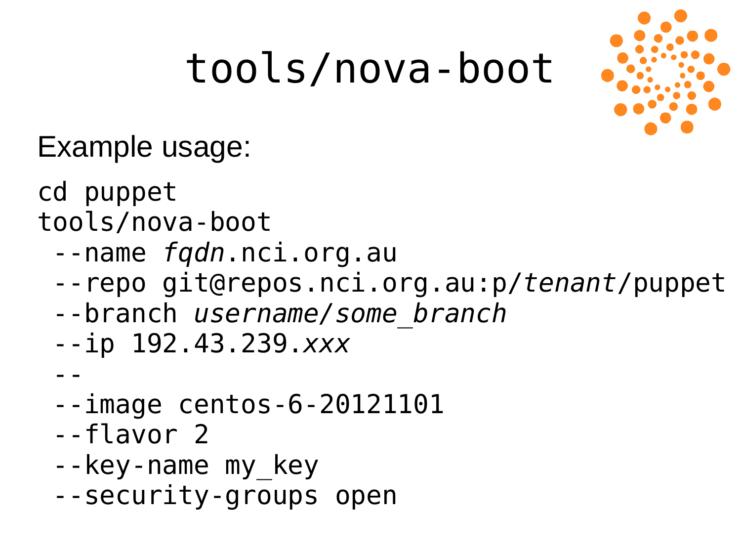# tools/nova-boot

Example usage:

```
cd puppet
tools/nova-boot
 --name fqdn.nci.org.au
 --repo git@repos.nci.org.au:p/tenant/puppet
 --branch username/some_branch
 --ip 192.43.239.xxx
 --
 --image centos-6-20121101
 --flavor 2
 --key-name my_key
 --security-groups open
```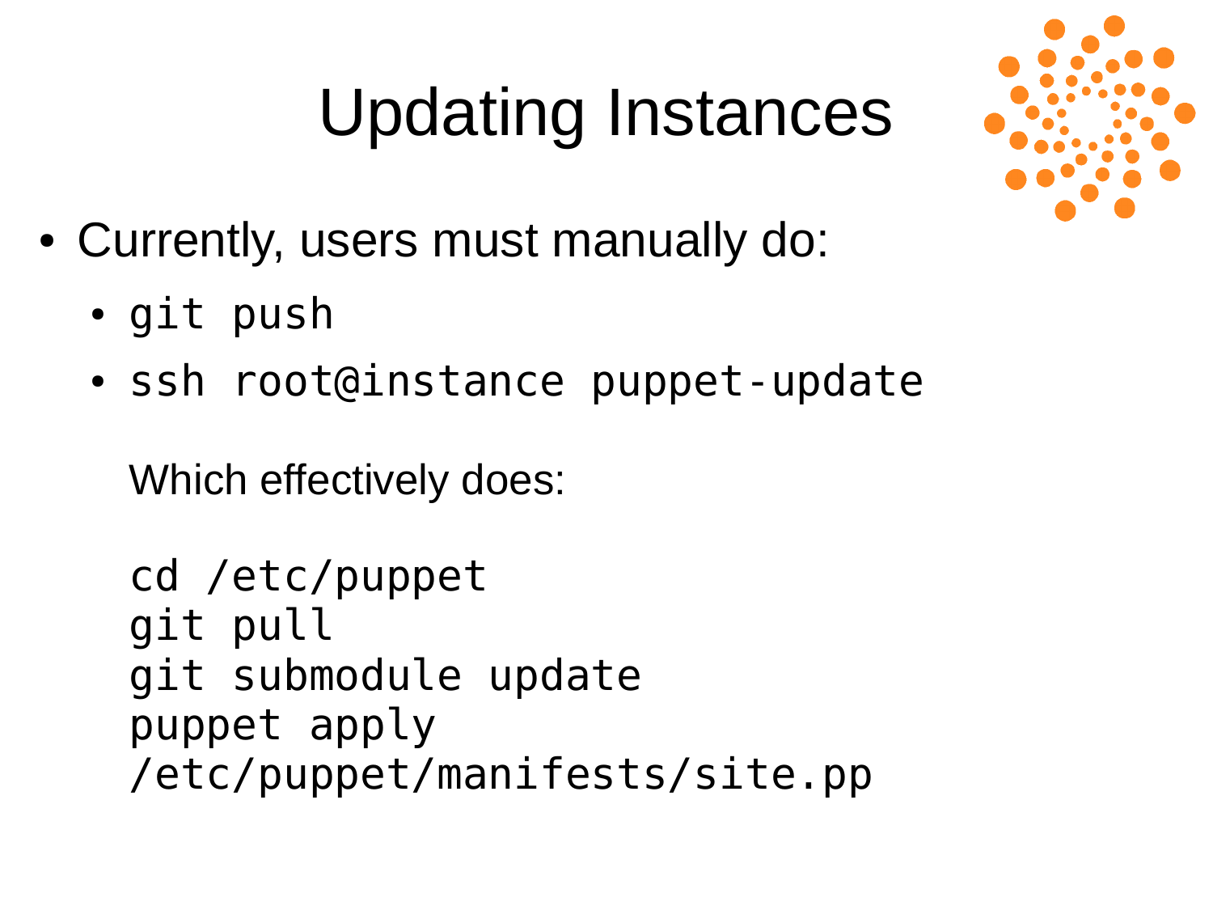# Updating Instances

- Currently, users must manually do:
  - `git push`
  - `ssh root@instance puppet-update`

    Which effectively does:

    ```
    cd /etc/puppet
    git pull
    git submodule update
    puppet apply
    /etc/puppet/manifests/site.pp
    ```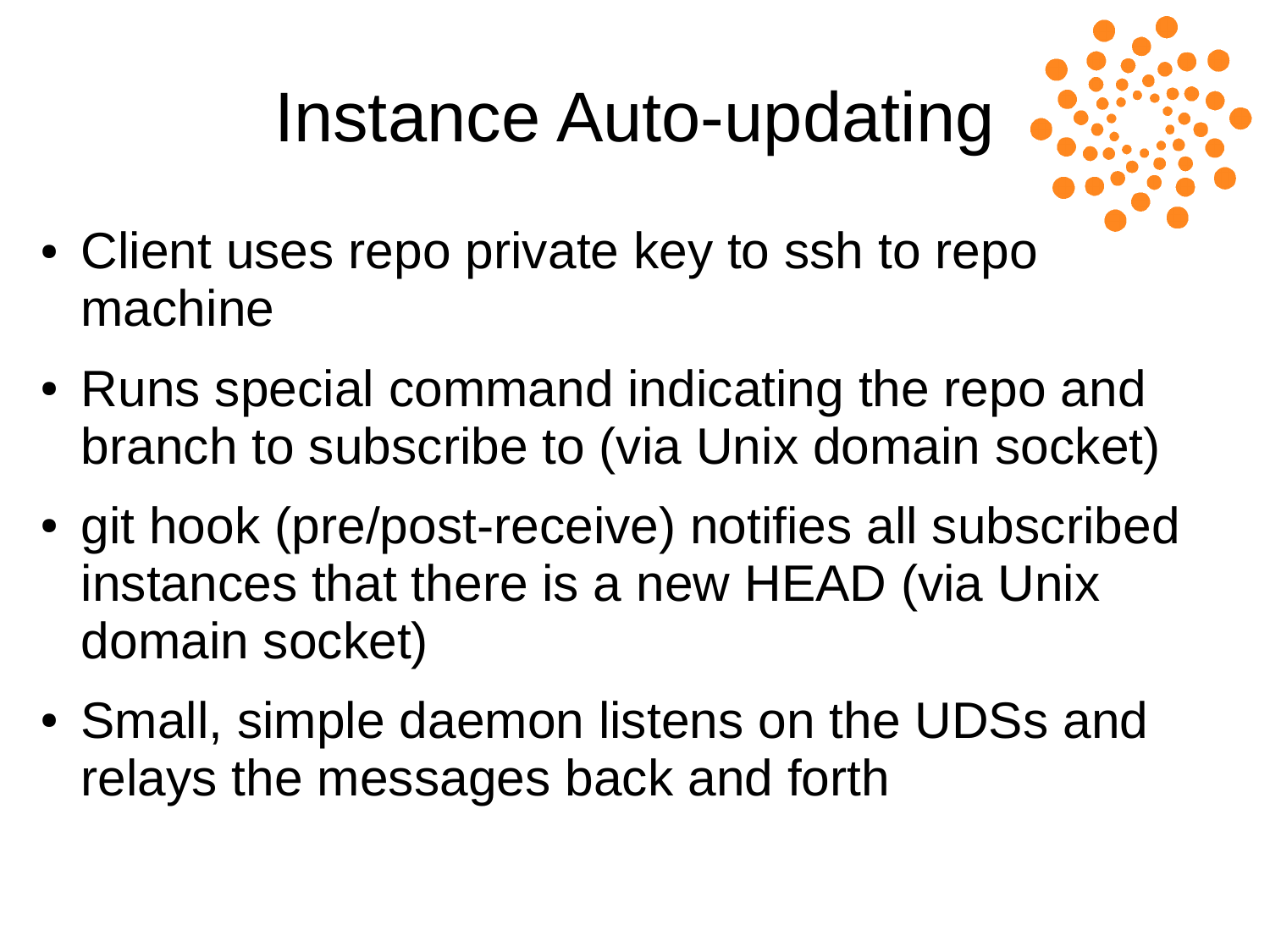# Instance Auto-updating

- Client uses repo private key to ssh to repo machine
- Runs special command indicating the repo and branch to subscribe to (via Unix domain socket)
- git hook (pre/post-receive) notifies all subscribed instances that there is a new HEAD (via Unix domain socket)
- Small, simple daemon listens on the UDSs and relays the messages back and forth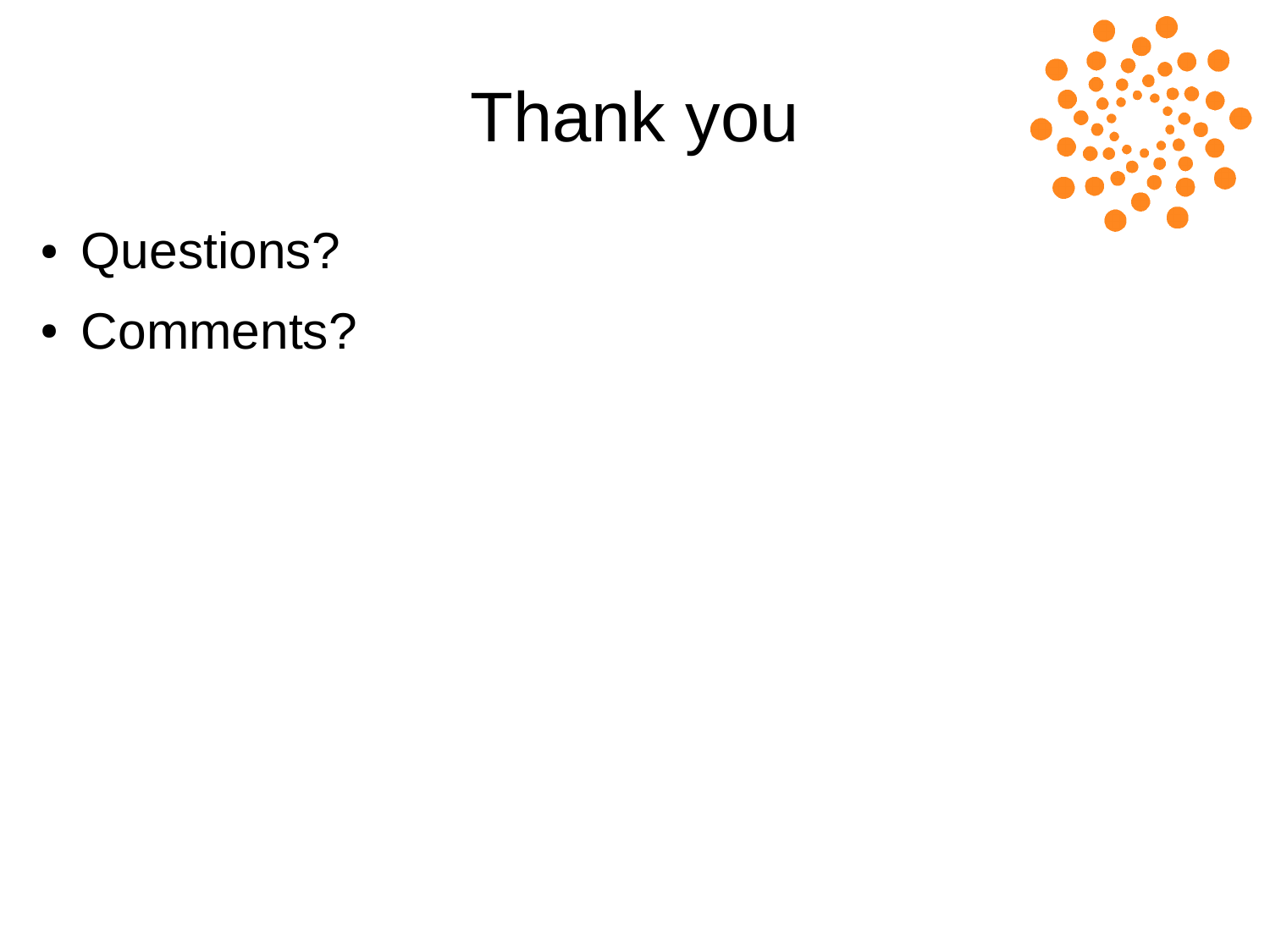# Thank you

- Questions?
- Comments?